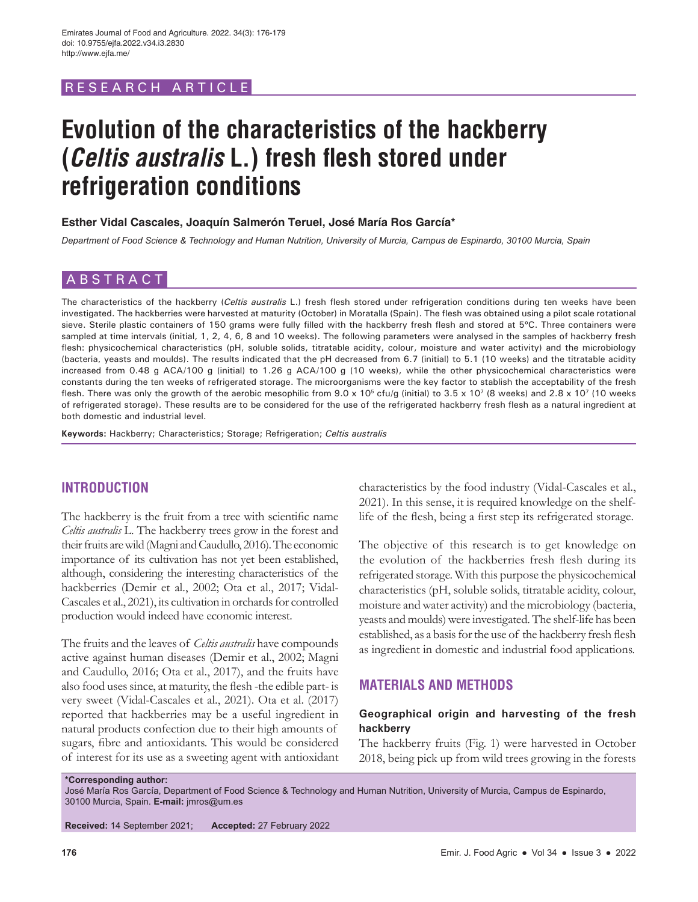RESEARCH ARTICLE

# Evolution of the characteristics of the hackberry (*Celtis australis* L.) fresh flesh stored under refrigeration conditions

**Esther Vidal Cascales, Joaquín Salmerón Teruel, José María Ros García***

*Department of Food Science & Technology and Human Nutrition, University of Murcia, Campus de Espinardo, 30100 Murcia, Spain*

## ABSTRACT

The characteristics of the hackberry (*Celtis australis* L.) fresh flesh stored under refrigeration conditions during ten weeks have been investigated. The hackberries were harvested at maturity (October) in Moratalla (Spain). The flesh was obtained using a pilot scale rotational sieve. Sterile plastic containers of 150 grams were fully filled with the hackberry fresh flesh and stored at 5ºC. Three containers were sampled at time intervals (initial, 1, 2, 4, 6, 8 and 10 weeks). The following parameters were analysed in the samples of hackberry fresh flesh: physicochemical characteristics (pH, soluble solids, titratable acidity, colour, moisture and water activity) and the microbiology (bacteria, yeasts and moulds). The results indicated that the pH decreased from 6.7 (initial) to 5.1 (10 weeks) and the titratable acidity increased from 0.48 g ACA/100 g (initial) to 1.26 g ACA/100 g (10 weeks), while the other physicochemical characteristics were constants during the ten weeks of refrigerated storage. The microorganisms were the key factor to stablish the acceptability of the fresh flesh. There was only the growth of the aerobic mesophilic from $9.0 \times 10^5$ cfu/g (initial) to $3.5 \times 10^7$ (8 weeks) and $2.8 \times 10^7$ (10 weeks of refrigerated storage). These results are to be considered for the use of the refrigerated hackberry fresh flesh as a natural ingredient at both domestic and industrial level.

**Keywords:** Hackberry; Characteristics; Storage; Refrigeration; *Celtis australis*

## INTRODUCTION

The hackberry is the fruit from a tree with scientific name *Celtis australis* L. The hackberry trees grow in the forest and their fruits are wild (Magni and Caudullo, 2016). The economic importance of its cultivation has not yet been established, although, considering the interesting characteristics of the hackberries (Demir et al., 2002; Ota et al., 2017; Vidal-Cascales et al., 2021), its cultivation in orchards for controlled production would indeed have economic interest.

The fruits and the leaves of *Celtis australis* have compounds active against human diseases (Demir et al., 2002; Magni and Caudullo, 2016; Ota et al., 2017), and the fruits have also food uses since, at maturity, the flesh -the edible part- is very sweet (Vidal-Cascales et al., 2021). Ota et al. (2017) reported that hackberries may be a useful ingredient in natural products confection due to their high amounts of sugars, fibre and antioxidants. This would be considered of interest for its use as a sweeting agent with antioxidant characteristics by the food industry (Vidal-Cascales et al., 2021). In this sense, it is required knowledge on the shelf-life of the flesh, being a first step its refrigerated storage.

The objective of this research is to get knowledge on the evolution of the hackberries fresh flesh during its refrigerated storage. With this purpose the physicochemical characteristics (pH, soluble solids, titratable acidity, colour, moisture and water activity) and the microbiology (bacteria, yeasts and moulds) were investigated. The shelf-life has been established, as a basis for the use of the hackberry fresh flesh as ingredient in domestic and industrial food applications.

## MATERIALS AND METHODS

### Geographical origin and harvesting of the fresh hackberry

The hackberry fruits (Fig. 1) were harvested in October 2018, being pick up from wild trees growing in the forests

**\*Corresponding author:**
José María Ros García, Department of Food Science & Technology and Human Nutrition, University of Murcia, Campus de Espinardo, 30100 Murcia, Spain. **E-mail:** jmros@um.es

**Received:** 14 September 2021; **Accepted:** 27 February 2022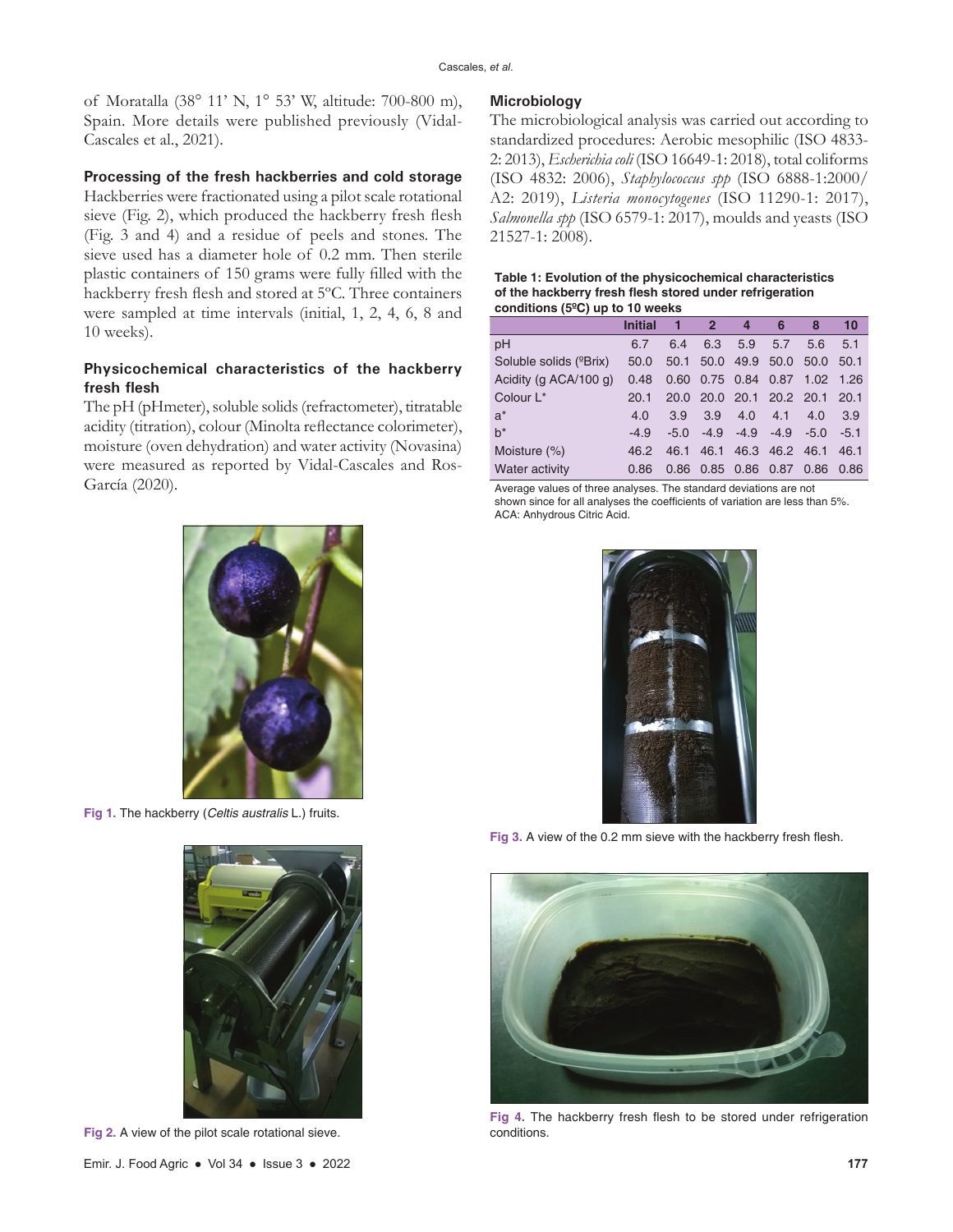of Moratalla (38° 11' N, 1° 53' W, altitude: 700-800 m), Spain. More details were published previously (Vidal-Cascales et al., 2021).

### Processing of the fresh hackberries and cold storage

Hackberries were fractionated using a pilot scale rotational sieve (Fig. 2), which produced the hackberry fresh flesh (Fig. 3 and 4) and a residue of peels and stones. The sieve used has a diameter hole of 0.2 mm. Then sterile plastic containers of 150 grams were fully filled with the hackberry fresh flesh and stored at 5ºC. Three containers were sampled at time intervals (initial, 1, 2, 4, 6, 8 and 10 weeks).

### Physicochemical characteristics of the hackberry fresh flesh

The pH (pHmeter), soluble solids (refractometer), titratable acidity (titration), colour (Minolta reflectance colorimeter), moisture (oven dehydration) and water activity (Novasina) were measured as reported by Vidal-Cascales and Ros-García (2020).

Fig 1. The hackberry (*Celtis australis* L.) fruits.

Fig 2. A view of the pilot scale rotational sieve.

### Microbiology

The microbiological analysis was carried out according to standardized procedures: Aerobic mesophilic (ISO 4833-2: 2013), *Escherichia coli* (ISO 16649-1: 2018), total coliforms (ISO 4832: 2006), *Staphylococcus spp* (ISO 6888-1:2000/A2: 2019), *Listeria monocytogenes* (ISO 11290-1: 2017), *Salmonella spp* (ISO 6579-1: 2017), moulds and yeasts (ISO 21527-1: 2008).

**Table 1: Evolution of the physicochemical characteristics of the hackberry fresh flesh stored under refrigeration conditions (5ºC) up to 10 weeks**

| | Initial | 1 | 2 | 4 | 6 | 8 | 10 |
|---|---|---|---|---|---|---|---|
| pH | 6.7 | 6.4 | 6.3 | 5.9 | 5.7 | 5.6 | 5.1 |
| Soluble solids (ºBrix) | 50.0 | 50.1 | 50.0 | 49.9 | 50.0 | 50.0 | 50.1 |
| Acidity (g ACA/100 g) | 0.48 | 0.60 | 0.75 | 0.84 | 0.87 | 1.02 | 1.26 |
| Colour L* | 20.1 | 20.0 | 20.0 | 20.1 | 20.2 | 20.1 | 20.1 |
| a* | 4.0 | 3.9 | 3.9 | 4.0 | 4.1 | 4.0 | 3.9 |
| b* | -4.9 | -5.0 | -4.9 | -4.9 | -4.9 | -5.0 | -5.1 |
| Moisture (%) | 46.2 | 46.1 | 46.1 | 46.3 | 46.2 | 46.1 | 46.1 |
| Water activity | 0.86 | 0.86 | 0.85 | 0.86 | 0.87 | 0.86 | 0.86 |

Average values of three analyses. The standard deviations are not shown since for all analyses the coefficients of variation are less than 5%. ACA: Anhydrous Citric Acid.

Fig 3. A view of the 0.2 mm sieve with the hackberry fresh flesh.

Fig 4. The hackberry fresh flesh to be stored under refrigeration conditions.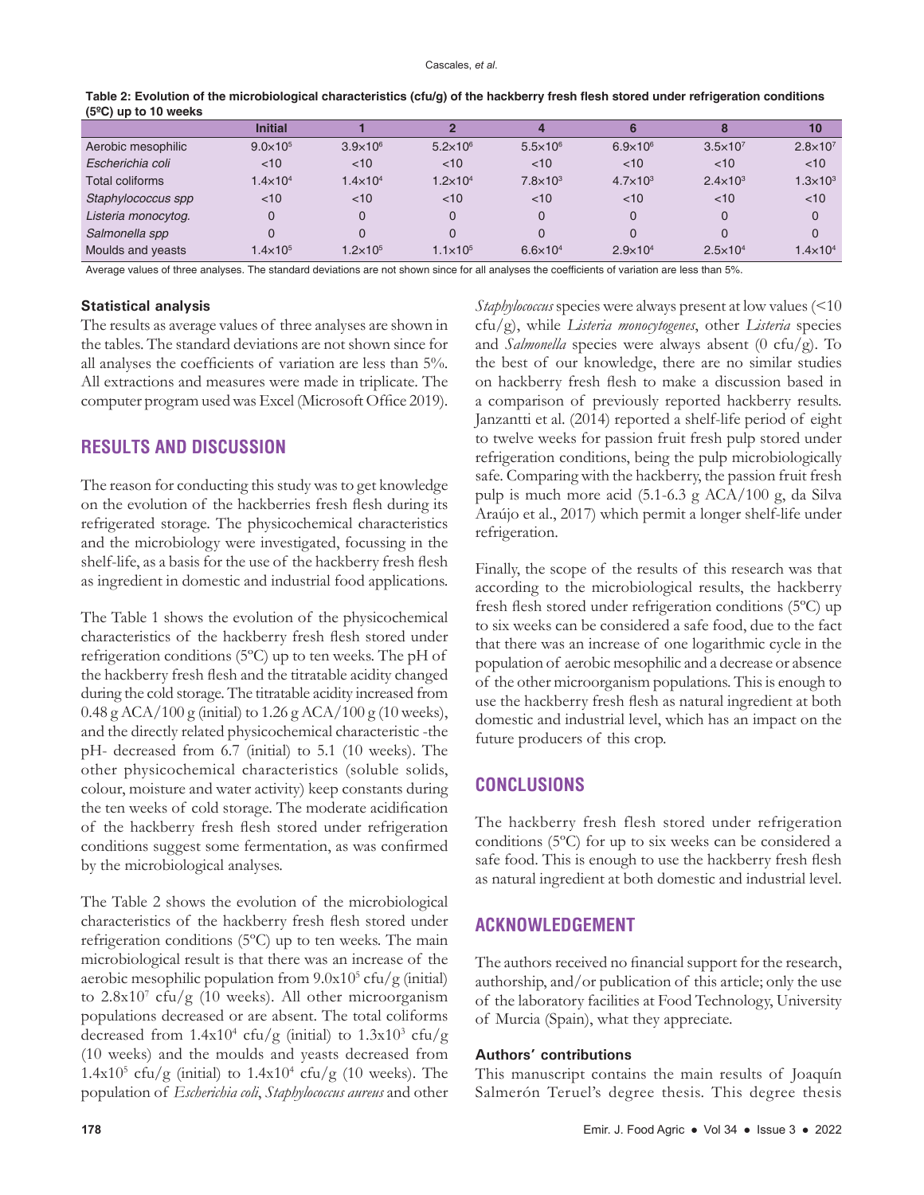**Table 2: Evolution of the microbiological characteristics (cfu/g) of the hackberry fresh flesh stored under refrigeration conditions (5ºC) up to 10 weeks**

| | Initial | 1 | 2 | 4 | 6 | 8 | 10 |
|---|---|---|---|---|---|---|---|
| Aerobic mesophilic | $9.0\times10^5$ | $3.9\times10^6$ | $5.2\times10^6$ | $5.5\times10^6$ | $6.9\times10^6$ | $3.5\times10^7$ | $2.8\times10^7$ |
| *Escherichia coli* | <10 | <10 | <10 | <10 | <10 | <10 | <10 |
| Total coliforms | $1.4\times10^4$ | $1.4\times10^4$ | $1.2\times10^4$ | $7.8\times10^3$ | $4.7\times10^3$ | $2.4\times10^3$ | $1.3\times10^3$ |
| *Staphylococcus spp* | <10 | <10 | <10 | <10 | <10 | <10 | <10 |
| *Listeria monocytog.* | 0 | 0 | 0 | 0 | 0 | 0 | 0 |
| *Salmonella spp* | 0 | 0 | 0 | 0 | 0 | 0 | 0 |
| Moulds and yeasts | $1.4\times10^5$ | $1.2\times10^5$ | $1.1\times10^5$ | $6.6\times10^4$ | $2.9\times10^4$ | $2.5\times10^4$ | $1.4\times10^4$ |

Average values of three analyses. The standard deviations are not shown since for all analyses the coefficients of variation are less than 5%.

### Statistical analysis

The results as average values of three analyses are shown in the tables. The standard deviations are not shown since for all analyses the coefficients of variation are less than 5%. All extractions and measures were made in triplicate. The computer program used was Excel (Microsoft Office 2019).

## RESULTS AND DISCUSSION

The reason for conducting this study was to get knowledge on the evolution of the hackberries fresh flesh during its refrigerated storage. The physicochemical characteristics and the microbiology were investigated, focussing in the shelf-life, as a basis for the use of the hackberry fresh flesh as ingredient in domestic and industrial food applications.

The Table 1 shows the evolution of the physicochemical characteristics of the hackberry fresh flesh stored under refrigeration conditions (5ºC) up to ten weeks. The pH of the hackberry fresh flesh and the titratable acidity changed during the cold storage. The titratable acidity increased from 0.48 g ACA/100 g (initial) to 1.26 g ACA/100 g (10 weeks), and the directly related physicochemical characteristic -the pH- decreased from 6.7 (initial) to 5.1 (10 weeks). The other physicochemical characteristics (soluble solids, colour, moisture and water activity) keep constants during the ten weeks of cold storage. The moderate acidification of the hackberry fresh flesh stored under refrigeration conditions suggest some fermentation, as was confirmed by the microbiological analyses.

The Table 2 shows the evolution of the microbiological characteristics of the hackberry fresh flesh stored under refrigeration conditions (5ºC) up to ten weeks. The main microbiological result is that there was an increase of the aerobic mesophilic population from $9.0\text{x}10^5$ cfu/g (initial) to $2.8\text{x}10^7$ cfu/g (10 weeks). All other microorganism populations decreased or are absent. The total coliforms decreased from $1.4\text{x}10^4$ cfu/g (initial) to $1.3\text{x}10^3$ cfu/g (10 weeks) and the moulds and yeasts decreased from $1.4\text{x}10^5$ cfu/g (initial) to $1.4\text{x}10^4$ cfu/g (10 weeks). The population of *Escherichia coli*, *Staphylococcus aureus* and other *Staphylococcus* species were always present at low values (<10 cfu/g), while *Listeria monocytogenes*, other *Listeria* species and *Salmonella* species were always absent (0 cfu/g). To the best of our knowledge, there are no similar studies on hackberry fresh flesh to make a discussion based in a comparison of previously reported hackberry results. Janzantti et al. (2014) reported a shelf-life period of eight to twelve weeks for passion fruit fresh pulp stored under refrigeration conditions, being the pulp microbiologically safe. Comparing with the hackberry, the passion fruit fresh pulp is much more acid (5.1-6.3 g ACA/100 g, da Silva Araújo et al., 2017) which permit a longer shelf-life under refrigeration.

Finally, the scope of the results of this research was that according to the microbiological results, the hackberry fresh flesh stored under refrigeration conditions (5ºC) up to six weeks can be considered a safe food, due to the fact that there was an increase of one logarithmic cycle in the population of aerobic mesophilic and a decrease or absence of the other microorganism populations. This is enough to use the hackberry fresh flesh as natural ingredient at both domestic and industrial level, which has an impact on the future producers of this crop.

## CONCLUSIONS

The hackberry fresh flesh stored under refrigeration conditions (5ºC) for up to six weeks can be considered a safe food. This is enough to use the hackberry fresh flesh as natural ingredient at both domestic and industrial level.

## ACKNOWLEDGEMENT

The authors received no financial support for the research, authorship, and/or publication of this article; only the use of the laboratory facilities at Food Technology, University of Murcia (Spain), what they appreciate.

### Authors' contributions

This manuscript contains the main results of Joaquín Salmerón Teruel's degree thesis. This degree thesis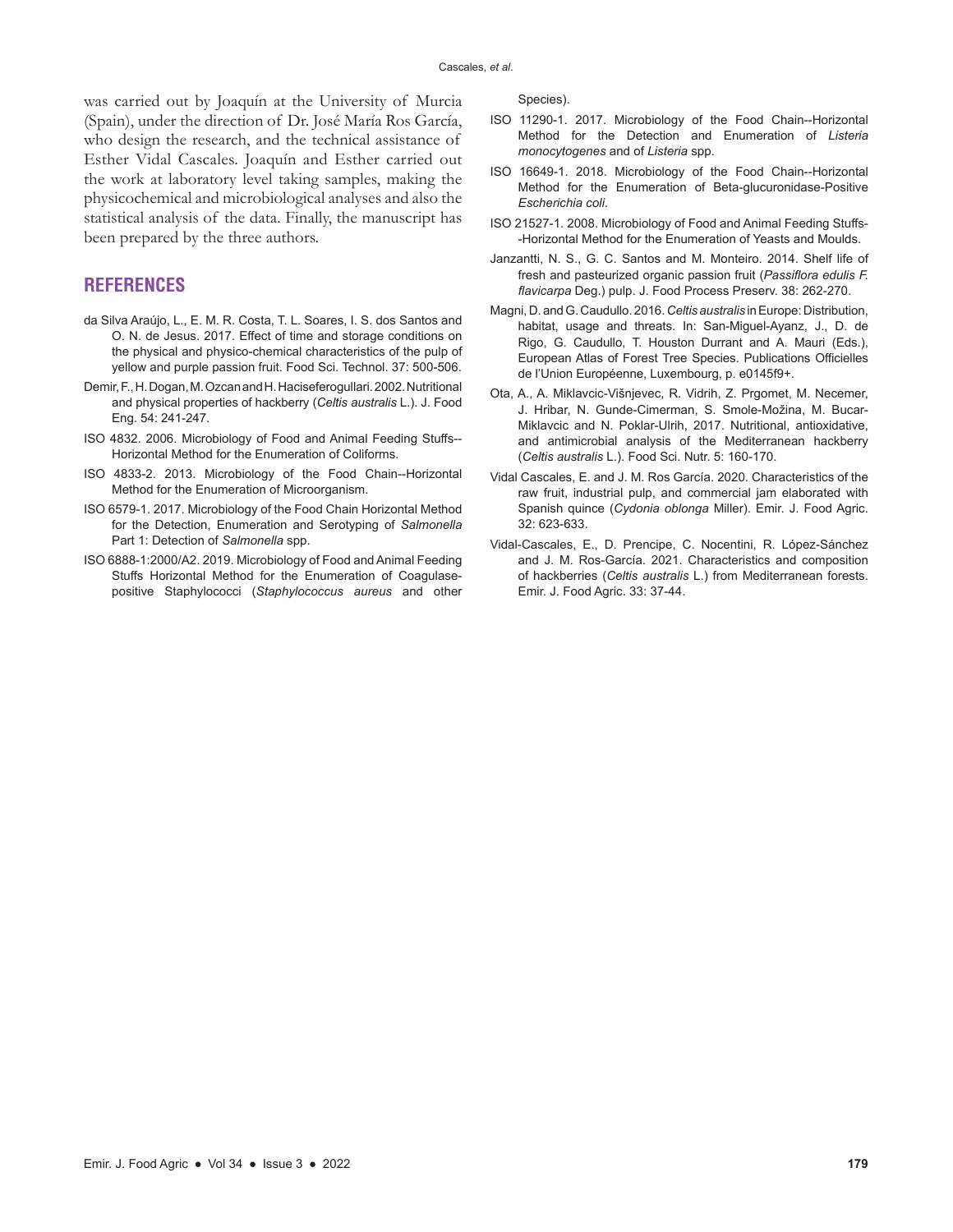was carried out by Joaquín at the University of Murcia (Spain), under the direction of Dr. José María Ros García, who design the research, and the technical assistance of Esther Vidal Cascales. Joaquín and Esther carried out the work at laboratory level taking samples, making the physicochemical and microbiological analyses and also the statistical analysis of the data. Finally, the manuscript has been prepared by the three authors.

## REFERENCES

da Silva Araújo, L., E. M. R. Costa, T. L. Soares, I. S. dos Santos and O. N. de Jesus. 2017. Effect of time and storage conditions on the physical and physico-chemical characteristics of the pulp of yellow and purple passion fruit. Food Sci. Technol. 37: 500-506.

Demir, F., H. Dogan, M. Ozcan and H. Haciseferogullari. 2002. Nutritional and physical properties of hackberry (*Celtis australis* L.). J. Food Eng. 54: 241-247.

ISO 4832. 2006. Microbiology of Food and Animal Feeding Stuffs--Horizontal Method for the Enumeration of Coliforms.

ISO 4833-2. 2013. Microbiology of the Food Chain--Horizontal Method for the Enumeration of Microorganism.

ISO 6579-1. 2017. Microbiology of the Food Chain Horizontal Method for the Detection, Enumeration and Serotyping of *Salmonella* Part 1: Detection of *Salmonella* spp.

ISO 6888-1:2000/A2. 2019. Microbiology of Food and Animal Feeding Stuffs Horizontal Method for the Enumeration of Coagulase-positive Staphylococci (*Staphylococcus aureus* and other Species).

ISO 11290-1. 2017. Microbiology of the Food Chain--Horizontal Method for the Detection and Enumeration of *Listeria monocytogenes* and of *Listeria* spp.

ISO 16649-1. 2018. Microbiology of the Food Chain--Horizontal Method for the Enumeration of Beta-glucuronidase-Positive *Escherichia coli*.

ISO 21527-1. 2008. Microbiology of Food and Animal Feeding Stuffs--Horizontal Method for the Enumeration of Yeasts and Moulds.

Janzantti, N. S., G. C. Santos and M. Monteiro. 2014. Shelf life of fresh and pasteurized organic passion fruit (*Passiflora edulis F. flavicarpa* Deg.) pulp. J. Food Process Preserv. 38: 262-270.

Magni, D. and G. Caudullo. 2016. *Celtis australis* in Europe: Distribution, habitat, usage and threats. In: San-Miguel-Ayanz, J., D. de Rigo, G. Caudullo, T. Houston Durrant and A. Mauri (Eds.), European Atlas of Forest Tree Species. Publications Officielles de l'Union Européenne, Luxembourg, p. e0145f9+.

Ota, A., A. Miklavcic-Višnjevec, R. Vidrih, Z. Prgomet, M. Necemer, J. Hribar, N. Gunde-Cimerman, S. Smole-Možina, M. Bucar-Miklavcic and N. Poklar-Ulrih, 2017. Nutritional, antioxidative, and antimicrobial analysis of the Mediterranean hackberry (*Celtis australis* L.). Food Sci. Nutr. 5: 160-170.

Vidal Cascales, E. and J. M. Ros García. 2020. Characteristics of the raw fruit, industrial pulp, and commercial jam elaborated with Spanish quince (*Cydonia oblonga* Miller). Emir. J. Food Agric. 32: 623-633.

Vidal-Cascales, E., D. Prencipe, C. Nocentini, R. López-Sánchez and J. M. Ros-García. 2021. Characteristics and composition of hackberries (*Celtis australis* L.) from Mediterranean forests. Emir. J. Food Agric. 33: 37-44.